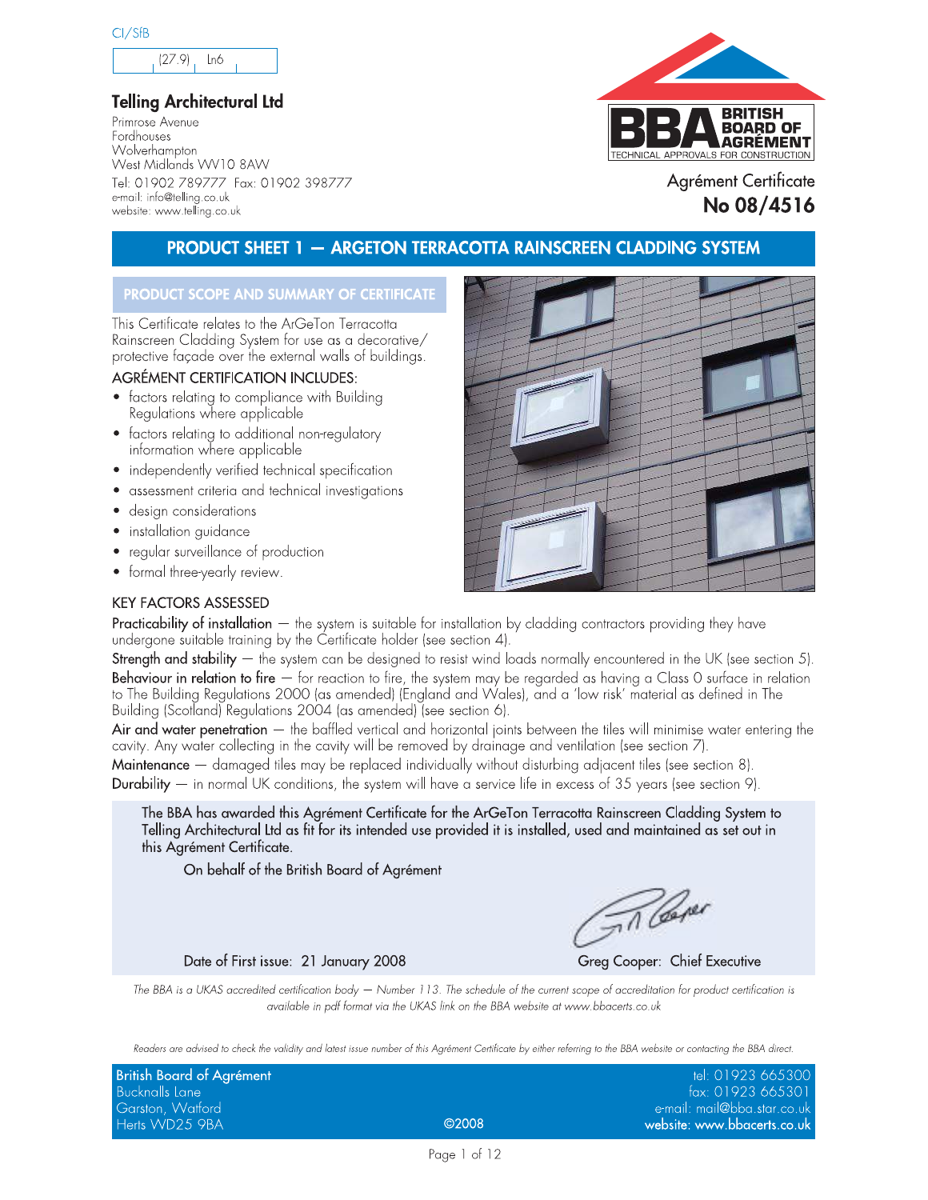CI/SfB

| (27.9) | Ln6 | |
|---|---|---|

## Telling Architectural Ltd

Primrose Avenue
Fordhouses
Wolverhampton
West Midlands WV10 8AW
Tel: 01902 789777 Fax: 01902 398777
e-mail: info@telling.co.uk
website: www.telling.co.uk

BBA BRITISH BOARD OF AGRÉMENT
TECHNICAL APPROVALS FOR CONSTRUCTION

Agrément Certificate
**No 08/4516**

# PRODUCT SHEET 1 — ARGETON TERRACOTTA RAINSCREEN CLADDING SYSTEM

## PRODUCT SCOPE AND SUMMARY OF CERTIFICATE

This Certificate relates to the ArGeTon Terracotta Rainscreen Cladding System for use as a decorative/protective façade over the external walls of buildings.

### AGRÉMENT CERTIFICATION INCLUDES:

- factors relating to compliance with Building Regulations where applicable
- factors relating to additional non-regulatory information where applicable
- independently verified technical specification
- assessment criteria and technical investigations
- design considerations
- installation guidance
- regular surveillance of production
- formal three-yearly review.

### KEY FACTORS ASSESSED

**Practicability of installation** — the system is suitable for installation by cladding contractors providing they have undergone suitable training by the Certificate holder (see section 4).

**Strength and stability** — the system can be designed to resist wind loads normally encountered in the UK (see section 5).

**Behaviour in relation to fire** — for reaction to fire, the system may be regarded as having a Class 0 surface in relation to The Building Regulations 2000 (as amended) (England and Wales), and a 'low risk' material as defined in The Building (Scotland) Regulations 2004 (as amended) (see section 6).

**Air and water penetration** — the baffled vertical and horizontal joints between the tiles will minimise water entering the cavity. Any water collecting in the cavity will be removed by drainage and ventilation (see section 7).

**Maintenance** — damaged tiles may be replaced individually without disturbing adjacent tiles (see section 8).

**Durability** — in normal UK conditions, the system will have a service life in excess of 35 years (see section 9).

The BBA has awarded this Agrément Certificate for the ArGeTon Terracotta Rainscreen Cladding System to Telling Architectural Ltd as fit for its intended use provided it is installed, used and maintained as set out in this Agrément Certificate.

On behalf of the British Board of Agrément

Date of First issue: 21 January 2008

Greg Cooper: Chief Executive

*The BBA is a UKAS accredited certification body — Number 113. The schedule of the current scope of accreditation for product certification is available in pdf format via the UKAS link on the BBA website at www.bbacerts.co.uk*

*Readers are advised to check the validity and latest issue number of this Agrément Certificate by either referring to the BBA website or contacting the BBA direct.*

British Board of Agrément
Bucknalls Lane
Garston, Watford
Herts WD25 9BA

©2008

tel: 01923 665300
fax: 01923 665301
e-mail: mail@bba.star.co.uk
website: www.bbacerts.co.uk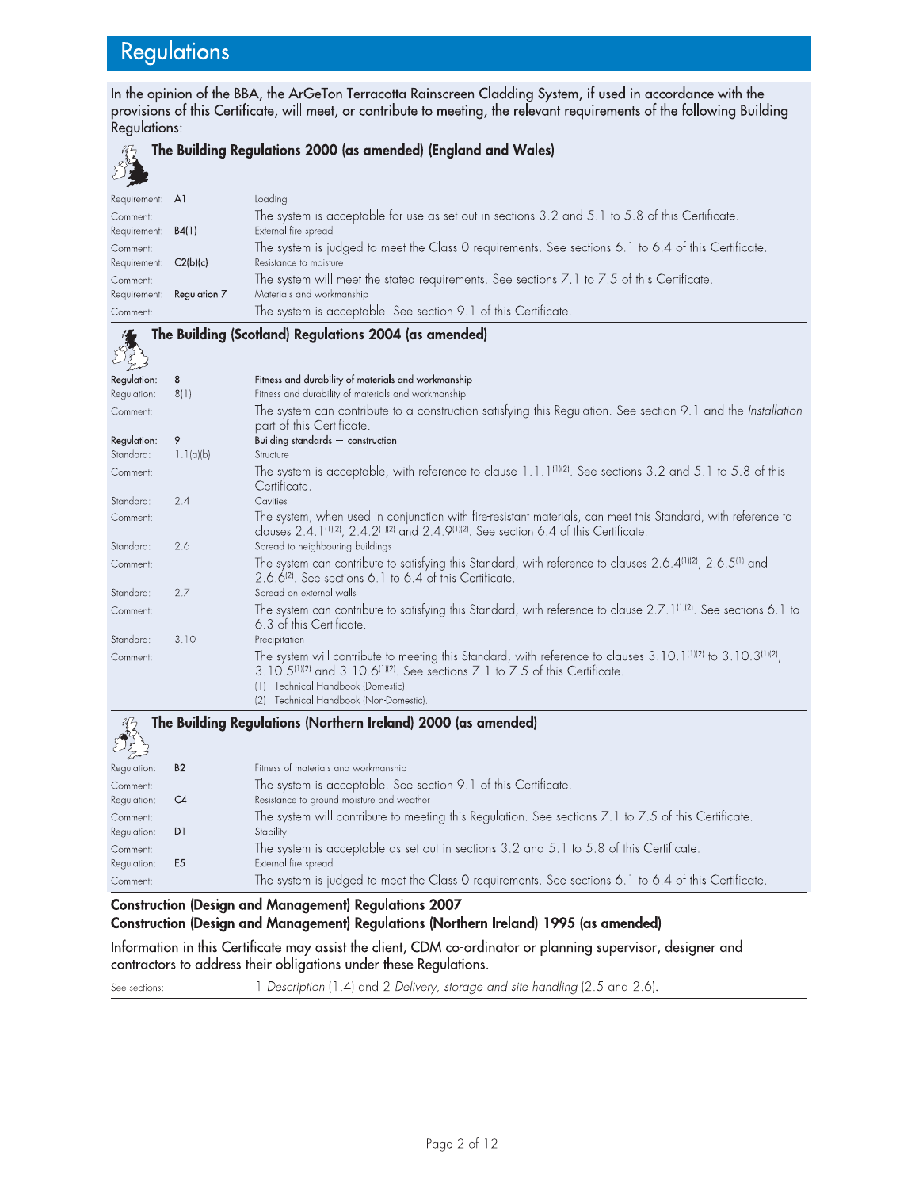# Regulations

In the opinion of the BBA, the ArGeTon Terracotta Rainscreen Cladding System, if used in accordance with the provisions of this Certificate, will meet, or contribute to meeting, the relevant requirements of the following Building Regulations:

### The Building Regulations 2000 (as amended) (England and Wales)

| | | |
|---|---|---|
| Requirement: | **A1** | Loading |
| Comment: | | The system is acceptable for use as set out in sections 3.2 and 5.1 to 5.8 of this Certificate. |
| Requirement: | **B4(1)** | External fire spread |
| Comment: | | The system is judged to meet the Class 0 requirements. See sections 6.1 to 6.4 of this Certificate. |
| Requirement: | **C2(b)(c)** | Resistance to moisture |
| Comment: | | The system will meet the stated requirements. See sections 7.1 to 7.5 of this Certificate. |
| Requirement: | **Regulation 7** | Materials and workmanship |
| Comment: | | The system is acceptable. See section 9.1 of this Certificate. |

### The Building (Scotland) Regulations 2004 (as amended)

| | | |
|---|---|---|
| Regulation: | **8** | **Fitness and durability of materials and workmanship** |
| Regulation: | 8(1) | Fitness and durability of materials and workmanship |
| Comment: | | The system can contribute to a construction satisfying this Regulation. See section 9.1 and the *Installation* part of this Certificate. |
| Regulation: | **9** | **Building standards — construction** |
| Standard: | 1.1(a)(b) | Structure |
| Comment: | | The system is acceptable, with reference to clause 1.1.1[1][2]. See sections 3.2 and 5.1 to 5.8 of this Certificate. |
| Standard: | 2.4 | Cavities |
| Comment: | | The system, when used in conjunction with fire-resistant materials, can meet this Standard, with reference to clauses 2.4.1[1][2], 2.4.2[1][2] and 2.4.9[1][2]. See section 6.4 of this Certificate. |
| Standard: | 2.6 | Spread to neighbouring buildings |
| Comment: | | The system can contribute to satisfying this Standard, with reference to clauses 2.6.4[1][2], 2.6.5[1] and 2.6.6[2]. See sections 6.1 to 6.4 of this Certificate. |
| Standard: | 2.7 | Spread on external walls |
| Comment: | | The system can contribute to satisfying this Standard, with reference to clause 2.7.1[1][2]. See sections 6.1 to 6.3 of this Certificate. |
| Standard: | 3.10 | Precipitation |
| Comment: | | The system will contribute to meeting this Standard, with reference to clauses 3.10.1[1][2] to 3.10.3[1][2], 3.10.5[1][2] and 3.10.6[1][2]. See sections 7.1 to 7.5 of this Certificate. |

(1) Technical Handbook (Domestic).
(2) Technical Handbook (Non-Domestic).

### The Building Regulations (Northern Ireland) 2000 (as amended)

| | | |
|---|---|---|
| Regulation: | **B2** | Fitness of materials and workmanship |
| Comment: | | The system is acceptable. See section 9.1 of this Certificate. |
| Regulation: | **C4** | Resistance to ground moisture and weather |
| Comment: | | The system will contribute to meeting this Regulation. See sections 7.1 to 7.5 of this Certificate. |
| Regulation: | **D1** | Stability |
| Comment: | | The system is acceptable as set out in sections 3.2 and 5.1 to 5.8 of this Certificate. |
| Regulation: | **E5** | External fire spread |
| Comment: | | The system is judged to meet the Class 0 requirements. See sections 6.1 to 6.4 of this Certificate. |

### Construction (Design and Management) Regulations 2007
### Construction (Design and Management) Regulations (Northern Ireland) 1995 (as amended)

Information in this Certificate may assist the client, CDM co-ordinator or planning supervisor, designer and contractors to address their obligations under these Regulations.

See sections: 1 *Description* (1.4) and 2 *Delivery, storage and site handling* (2.5 and 2.6).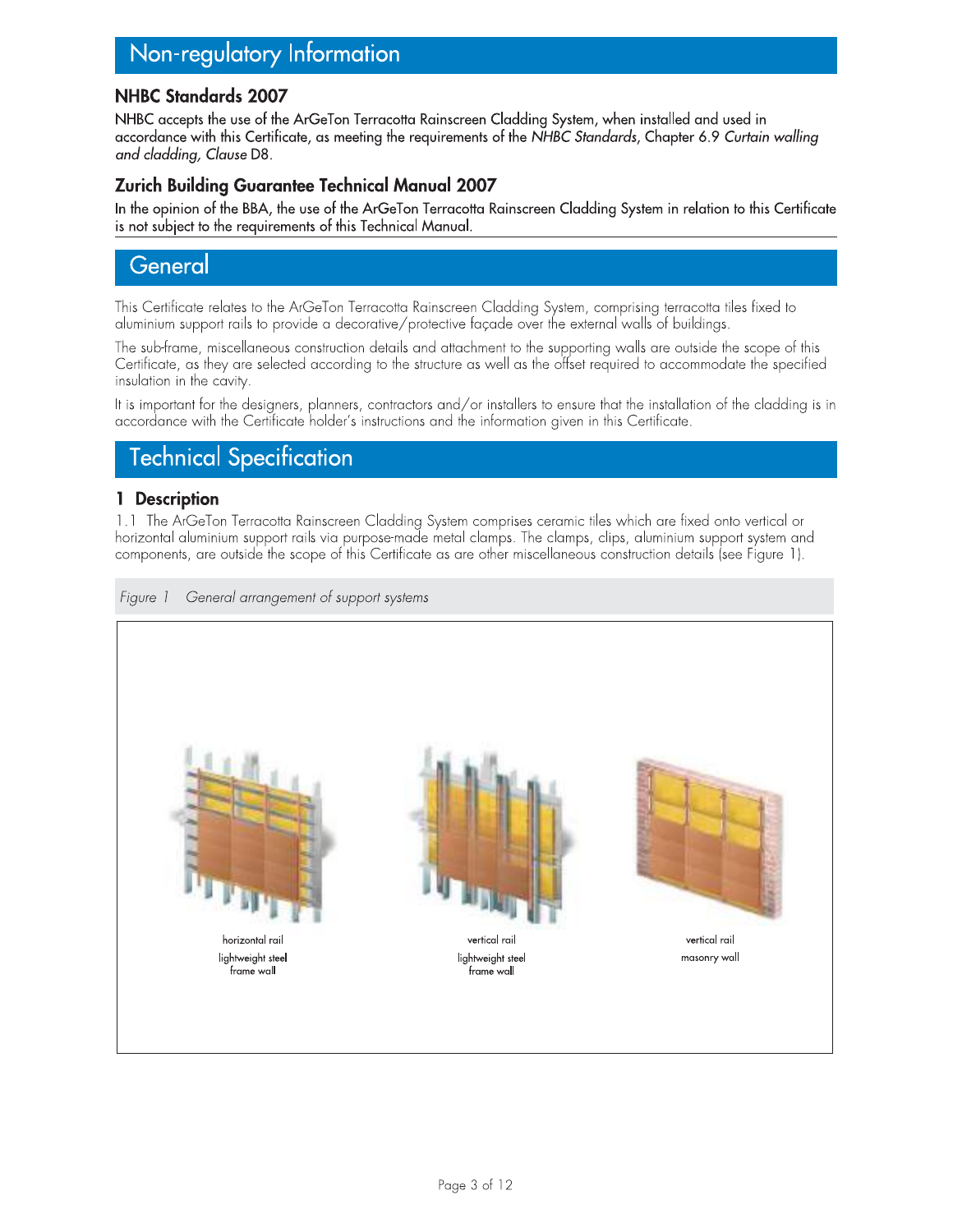# Non-regulatory Information

## NHBC Standards 2007

NHBC accepts the use of the ArGeTon Terracotta Rainscreen Cladding System, when installed and used in accordance with this Certificate, as meeting the requirements of the *NHBC Standards*, Chapter 6.9 *Curtain walling and cladding, Clause* D8.

## Zurich Building Guarantee Technical Manual 2007

In the opinion of the BBA, the use of the ArGeTon Terracotta Rainscreen Cladding System in relation to this Certificate is not subject to the requirements of this Technical Manual.

# General

This Certificate relates to the ArGeTon Terracotta Rainscreen Cladding System, comprising terracotta tiles fixed to aluminium support rails to provide a decorative/protective façade over the external walls of buildings.

The sub-frame, miscellaneous construction details and attachment to the supporting walls are outside the scope of this Certificate, as they are selected according to the structure as well as the offset required to accommodate the specified insulation in the cavity.

It is important for the designers, planners, contractors and/or installers to ensure that the installation of the cladding is in accordance with the Certificate holder's instructions and the information given in this Certificate.

# Technical Specification

## 1 Description

1.1 The ArGeTon Terracotta Rainscreen Cladding System comprises ceramic tiles which are fixed onto vertical or horizontal aluminium support rails via purpose-made metal clamps. The clamps, clips, aluminium support system and components, are outside the scope of this Certificate as are other miscellaneous construction details (see Figure 1).

*Figure 1 General arrangement of support systems*

horizontal rail
lightweight steel frame wall

vertical rail
lightweight steel frame wall

vertical rail
masonry wall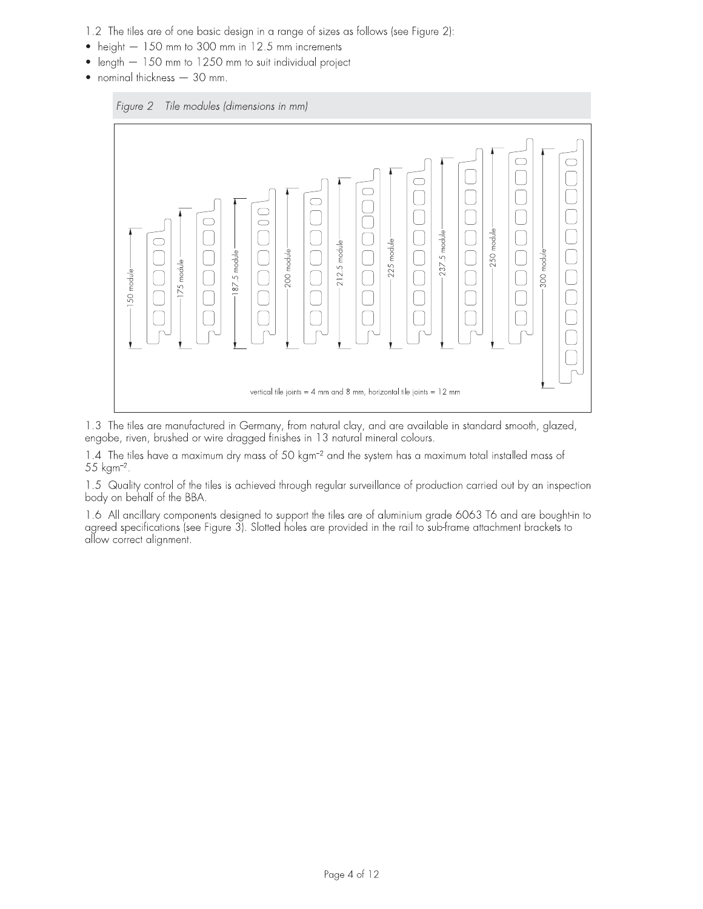1.2 The tiles are of one basic design in a range of sizes as follows (see Figure 2):

- height — 150 mm to 300 mm in 12.5 mm increments
- length — 150 mm to 1250 mm to suit individual project
- nominal thickness — 30 mm.

*Figure 2 Tile modules (dimensions in mm)*

150 module, 175 module, 187.5 module, 200 module, 212.5 module, 225 module, 237.5 module, 250 module, 300 module

vertical tile joints = 4 mm and 8 mm, horizontal tile joints = 12 mm

1.3 The tiles are manufactured in Germany, from natural clay, and are available in standard smooth, glazed, engobe, riven, brushed or wire dragged finishes in 13 natural mineral colours.

1.4 The tiles have a maximum dry mass of 50 $kgm^{-2}$ and the system has a maximum total installed mass of 55 $kgm^{-2}$.

1.5 Quality control of the tiles is achieved through regular surveillance of production carried out by an inspection body on behalf of the BBA.

1.6 All ancillary components designed to support the tiles are of aluminium grade 6063 T6 and are bought-in to agreed specifications (see Figure 3). Slotted holes are provided in the rail to sub-frame attachment brackets to allow correct alignment.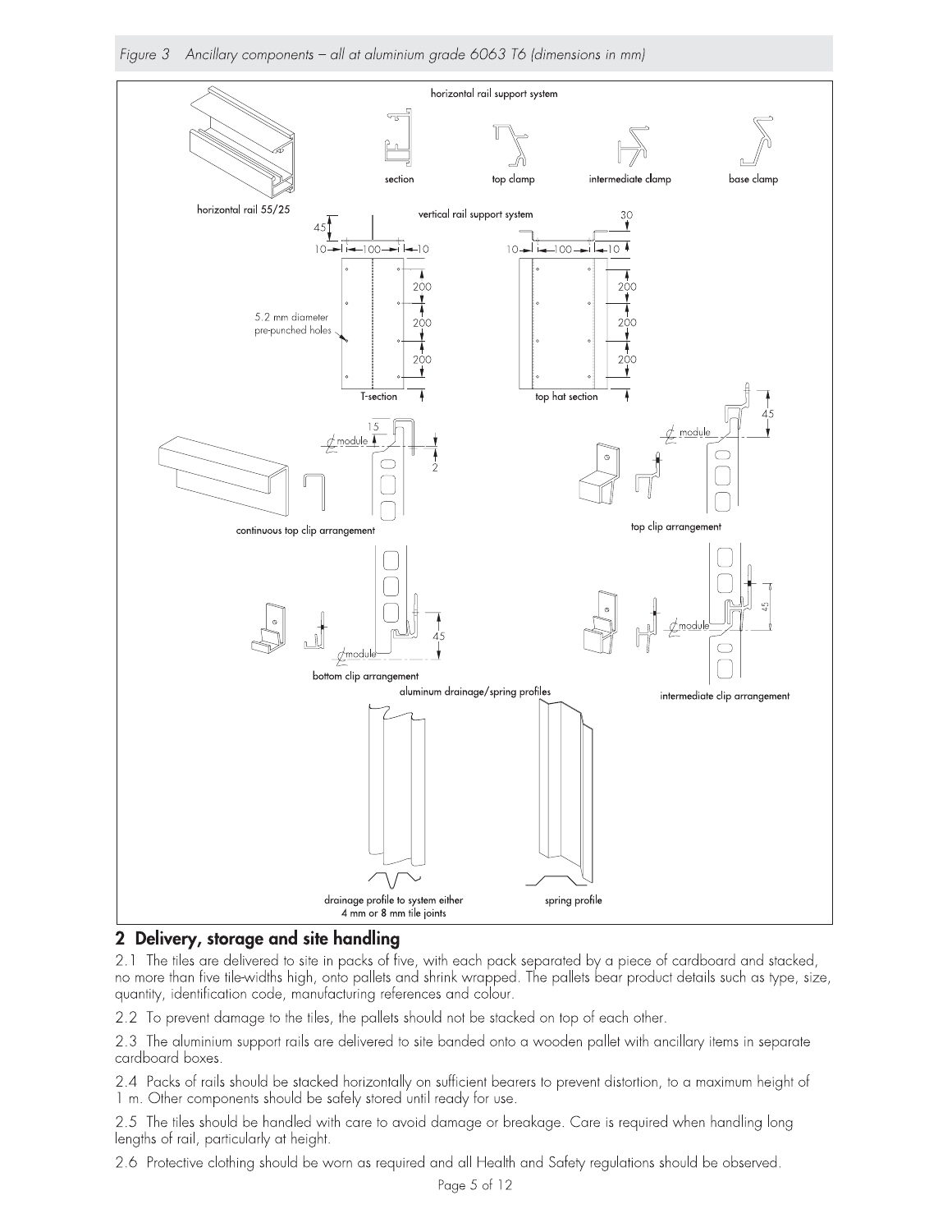*Figure 3 Ancillary components – all at aluminium grade 6063 T6 (dimensions in mm)*

## 2 Delivery, storage and site handling

2.1 The tiles are delivered to site in packs of five, with each pack separated by a piece of cardboard and stacked, no more than five tile-widths high, onto pallets and shrink wrapped. The pallets bear product details such as type, size, quantity, identification code, manufacturing references and colour.

2.2 To prevent damage to the tiles, the pallets should not be stacked on top of each other.

2.3 The aluminium support rails are delivered to site banded onto a wooden pallet with ancillary items in separate cardboard boxes.

2.4 Packs of rails should be stacked horizontally on sufficient bearers to prevent distortion, to a maximum height of 1 m. Other components should be safely stored until ready for use.

2.5 The tiles should be handled with care to avoid damage or breakage. Care is required when handling long lengths of rail, particularly at height.

2.6 Protective clothing should be worn as required and all Health and Safety regulations should be observed.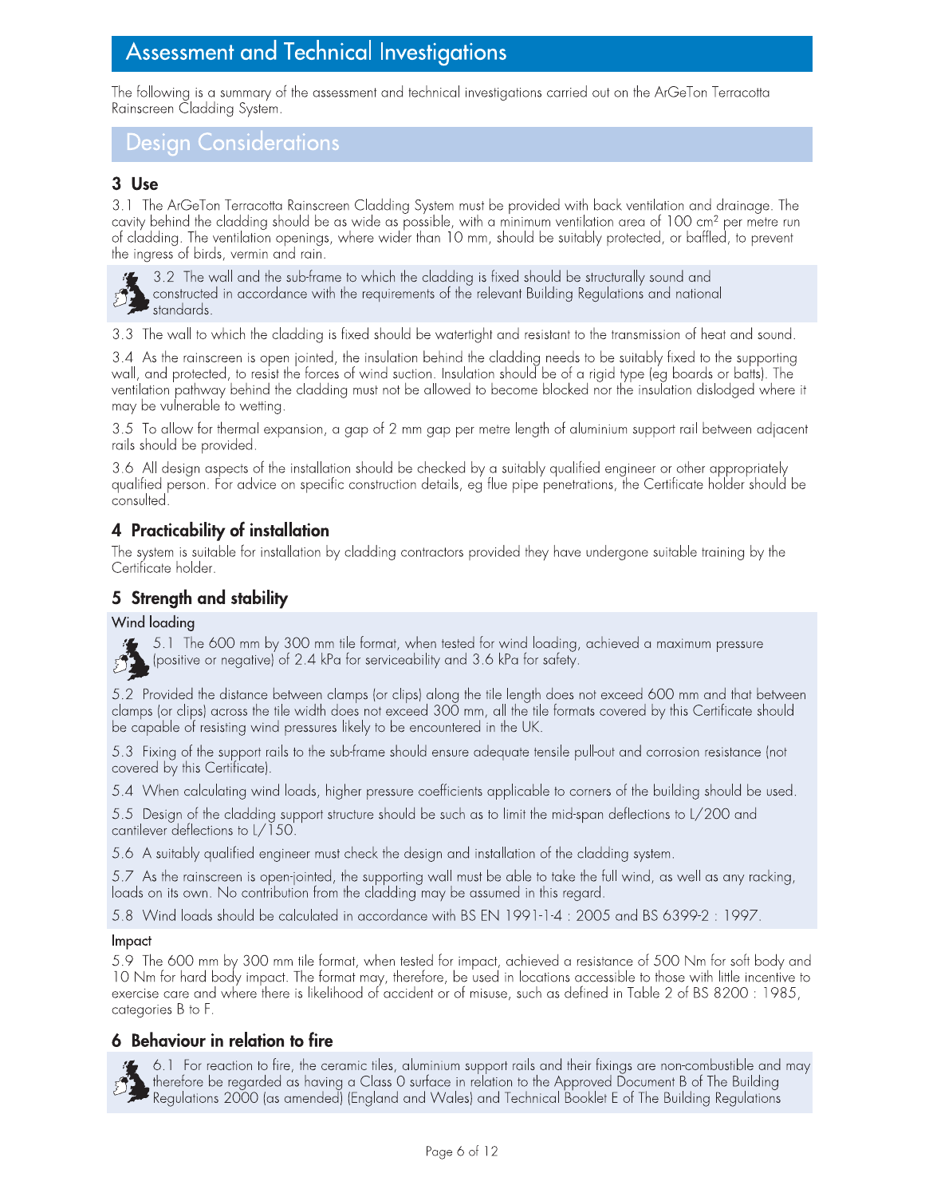# Assessment and Technical Investigations

The following is a summary of the assessment and technical investigations carried out on the ArGeTon Terracotta Rainscreen Cladding System.

## Design Considerations

### 3 Use

3.1 The ArGeTon Terracotta Rainscreen Cladding System must be provided with back ventilation and drainage. The cavity behind the cladding should be as wide as possible, with a minimum ventilation area of 100 $cm^2$ per metre run of cladding. The ventilation openings, where wider than 10 mm, should be suitably protected, or baffled, to prevent the ingress of birds, vermin and rain.

3.2 The wall and the sub-frame to which the cladding is fixed should be structurally sound and constructed in accordance with the requirements of the relevant Building Regulations and national standards.

3.3 The wall to which the cladding is fixed should be watertight and resistant to the transmission of heat and sound.

3.4 As the rainscreen is open jointed, the insulation behind the cladding needs to be suitably fixed to the supporting wall, and protected, to resist the forces of wind suction. Insulation should be of a rigid type (eg boards or batts). The ventilation pathway behind the cladding must not be allowed to become blocked nor the insulation dislodged where it may be vulnerable to wetting.

3.5 To allow for thermal expansion, a gap of 2 mm gap per metre length of aluminium support rail between adjacent rails should be provided.

3.6 All design aspects of the installation should be checked by a suitably qualified engineer or other appropriately qualified person. For advice on specific construction details, eg flue pipe penetrations, the Certificate holder should be consulted.

### 4 Practicability of installation

The system is suitable for installation by cladding contractors provided they have undergone suitable training by the Certificate holder.

### 5 Strength and stability

#### Wind loading

5.1 The 600 mm by 300 mm tile format, when tested for wind loading, achieved a maximum pressure (positive or negative) of 2.4 kPa for serviceability and 3.6 kPa for safety.

5.2 Provided the distance between clamps (or clips) along the tile length does not exceed 600 mm and that between clamps (or clips) across the tile width does not exceed 300 mm, all the tile formats covered by this Certificate should be capable of resisting wind pressures likely to be encountered in the UK.

5.3 Fixing of the support rails to the sub-frame should ensure adequate tensile pull-out and corrosion resistance (not covered by this Certificate).

5.4 When calculating wind loads, higher pressure coefficients applicable to corners of the building should be used.

5.5 Design of the cladding support structure should be such as to limit the mid-span deflections to L/200 and cantilever deflections to L/150.

5.6 A suitably qualified engineer must check the design and installation of the cladding system.

5.7 As the rainscreen is open-jointed, the supporting wall must be able to take the full wind, as well as any racking, loads on its own. No contribution from the cladding may be assumed in this regard.

5.8 Wind loads should be calculated in accordance with BS EN 1991-1-4 : 2005 and BS 6399-2 : 1997.

#### Impact

5.9 The 600 mm by 300 mm tile format, when tested for impact, achieved a resistance of 500 Nm for soft body and 10 Nm for hard body impact. The format may, therefore, be used in locations accessible to those with little incentive to exercise care and where there is likelihood of accident or of misuse, such as defined in Table 2 of BS 8200 : 1985, categories B to F.

### 6 Behaviour in relation to fire

6.1 For reaction to fire, the ceramic tiles, aluminium support rails and their fixings are non-combustible and may therefore be regarded as having a Class 0 surface in relation to the Approved Document B of The Building Regulations 2000 (as amended) (England and Wales) and Technical Booklet E of The Building Regulations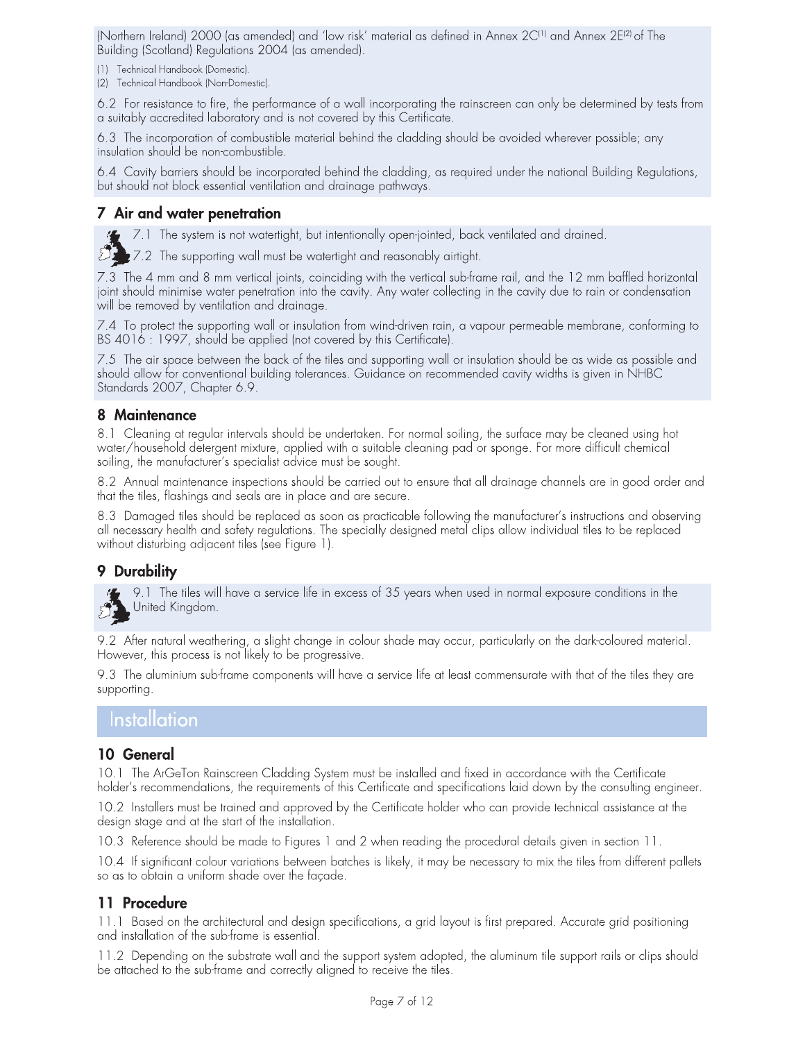(Northern Ireland) 2000 (as amended) and 'low risk' material as defined in Annex 2C[1] and Annex 2E[2] of The Building (Scotland) Regulations 2004 (as amended).

(1) Technical Handbook (Domestic).
(2) Technical Handbook (Non-Domestic).

6.2 For resistance to fire, the performance of a wall incorporating the rainscreen can only be determined by tests from a suitably accredited laboratory and is not covered by this Certificate.

6.3 The incorporation of combustible material behind the cladding should be avoided wherever possible; any insulation should be non-combustible.

6.4 Cavity barriers should be incorporated behind the cladding, as required under the national Building Regulations, but should not block essential ventilation and drainage pathways.

## 7 Air and water penetration

7.1 The system is not watertight, but intentionally open-jointed, back ventilated and drained.

7.2 The supporting wall must be watertight and reasonably airtight.

7.3 The 4 mm and 8 mm vertical joints, coinciding with the vertical sub-frame rail, and the 12 mm baffled horizontal joint should minimise water penetration into the cavity. Any water collecting in the cavity due to rain or condensation will be removed by ventilation and drainage.

7.4 To protect the supporting wall or insulation from wind-driven rain, a vapour permeable membrane, conforming to BS 4016 : 1997, should be applied (not covered by this Certificate).

7.5 The air space between the back of the tiles and supporting wall or insulation should be as wide as possible and should allow for conventional building tolerances. Guidance on recommended cavity widths is given in NHBC Standards 2007, Chapter 6.9.

## 8 Maintenance

8.1 Cleaning at regular intervals should be undertaken. For normal soiling, the surface may be cleaned using hot water/household detergent mixture, applied with a suitable cleaning pad or sponge. For more difficult chemical soiling, the manufacturer's specialist advice must be sought.

8.2 Annual maintenance inspections should be carried out to ensure that all drainage channels are in good order and that the tiles, flashings and seals are in place and are secure.

8.3 Damaged tiles should be replaced as soon as practicable following the manufacturer's instructions and observing all necessary health and safety regulations. The specially designed metal clips allow individual tiles to be replaced without disturbing adjacent tiles (see Figure 1).

## 9 Durability

9.1 The tiles will have a service life in excess of 35 years when used in normal exposure conditions in the United Kingdom.

9.2 After natural weathering, a slight change in colour shade may occur, particularly on the dark-coloured material. However, this process is not likely to be progressive.

9.3 The aluminium sub-frame components will have a service life at least commensurate with that of the tiles they are supporting.

# Installation

## 10 General

10.1 The ArGeTon Rainscreen Cladding System must be installed and fixed in accordance with the Certificate holder's recommendations, the requirements of this Certificate and specifications laid down by the consulting engineer.

10.2 Installers must be trained and approved by the Certificate holder who can provide technical assistance at the design stage and at the start of the installation.

10.3 Reference should be made to Figures 1 and 2 when reading the procedural details given in section 11.

10.4 If significant colour variations between batches is likely, it may be necessary to mix the tiles from different pallets so as to obtain a uniform shade over the façade.

## 11 Procedure

11.1 Based on the architectural and design specifications, a grid layout is first prepared. Accurate grid positioning and installation of the sub-frame is essential.

11.2 Depending on the substrate wall and the support system adopted, the aluminum tile support rails or clips should be attached to the sub-frame and correctly aligned to receive the tiles.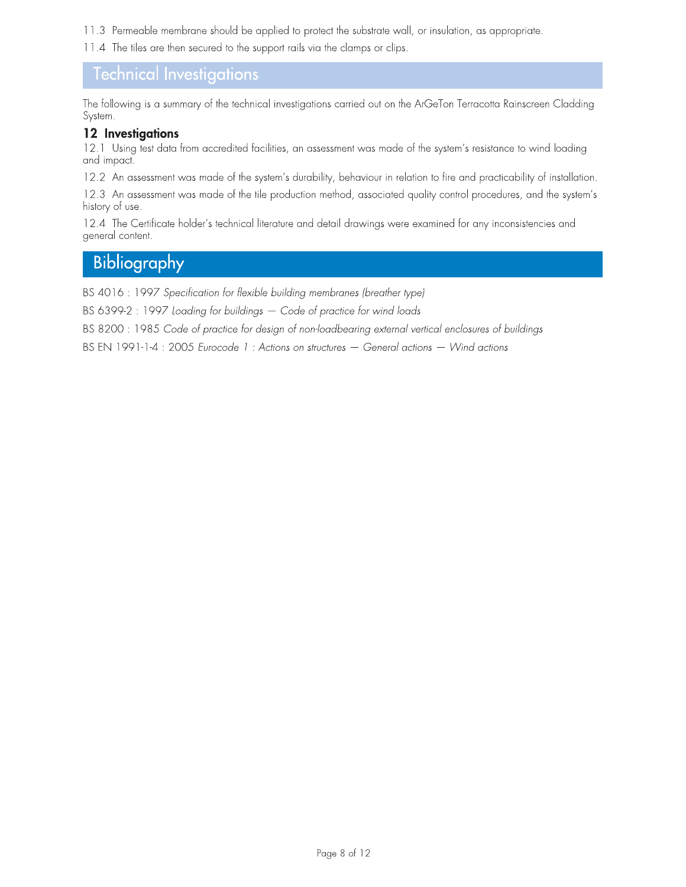11.3 Permeable membrane should be applied to protect the substrate wall, or insulation, as appropriate.

11.4 The tiles are then secured to the support rails via the clamps or clips.

## Technical Investigations

The following is a summary of the technical investigations carried out on the ArGeTon Terracotta Rainscreen Cladding System.

### 12 Investigations

12.1 Using test data from accredited facilities, an assessment was made of the system's resistance to wind loading and impact.

12.2 An assessment was made of the system's durability, behaviour in relation to fire and practicability of installation.

12.3 An assessment was made of the tile production method, associated quality control procedures, and the system's history of use.

12.4 The Certificate holder's technical literature and detail drawings were examined for any inconsistencies and general content.

## Bibliography

BS 4016 : 1997 *Specification for flexible building membranes (breather type)*

BS 6399-2 : 1997 *Loading for buildings — Code of practice for wind loads*

BS 8200 : 1985 *Code of practice for design of non-loadbearing external vertical enclosures of buildings*

BS EN 1991-1-4 : 2005 *Eurocode 1 : Actions on structures — General actions — Wind actions*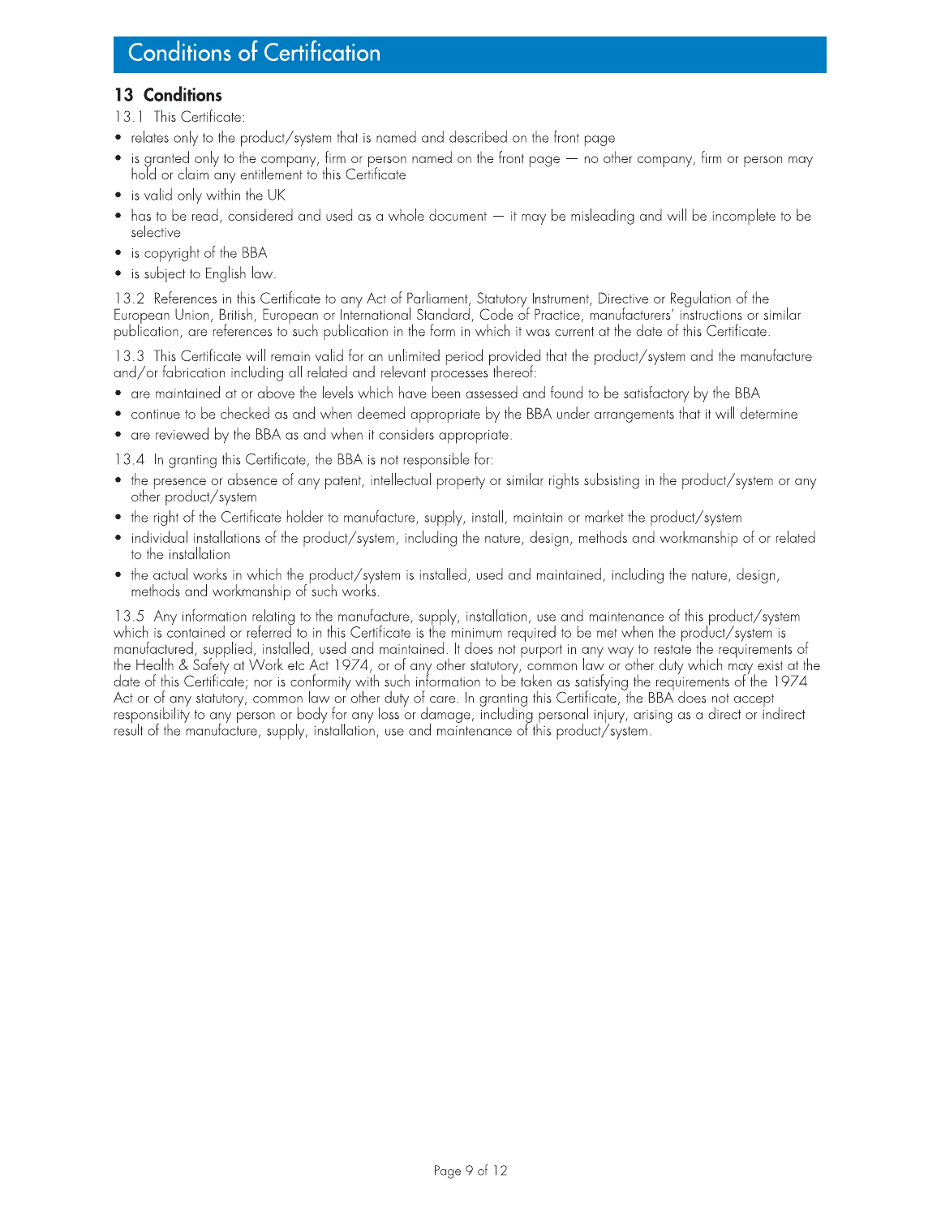# Conditions of Certification

## 13 Conditions

13.1 This Certificate:

- relates only to the product/system that is named and described on the front page
- is granted only to the company, firm or person named on the front page — no other company, firm or person may hold or claim any entitlement to this Certificate
- is valid only within the UK
- has to be read, considered and used as a whole document — it may be misleading and will be incomplete to be selective
- is copyright of the BBA
- is subject to English law.

13.2 References in this Certificate to any Act of Parliament, Statutory Instrument, Directive or Regulation of the European Union, British, European or International Standard, Code of Practice, manufacturers' instructions or similar publication, are references to such publication in the form in which it was current at the date of this Certificate.

13.3 This Certificate will remain valid for an unlimited period provided that the product/system and the manufacture and/or fabrication including all related and relevant processes thereof:

- are maintained at or above the levels which have been assessed and found to be satisfactory by the BBA
- continue to be checked as and when deemed appropriate by the BBA under arrangements that it will determine
- are reviewed by the BBA as and when it considers appropriate.

13.4 In granting this Certificate, the BBA is not responsible for:

- the presence or absence of any patent, intellectual property or similar rights subsisting in the product/system or any other product/system
- the right of the Certificate holder to manufacture, supply, install, maintain or market the product/system
- individual installations of the product/system, including the nature, design, methods and workmanship of or related to the installation
- the actual works in which the product/system is installed, used and maintained, including the nature, design, methods and workmanship of such works.

13.5 Any information relating to the manufacture, supply, installation, use and maintenance of this product/system which is contained or referred to in this Certificate is the minimum required to be met when the product/system is manufactured, supplied, installed, used and maintained. It does not purport in any way to restate the requirements of the Health & Safety at Work etc Act 1974, or of any other statutory, common law or other duty which may exist at the date of this Certificate; nor is conformity with such information to be taken as satisfying the requirements of the 1974 Act or of any statutory, common law or other duty of care. In granting this Certificate, the BBA does not accept responsibility to any person or body for any loss or damage, including personal injury, arising as a direct or indirect result of the manufacture, supply, installation, use and maintenance of this product/system.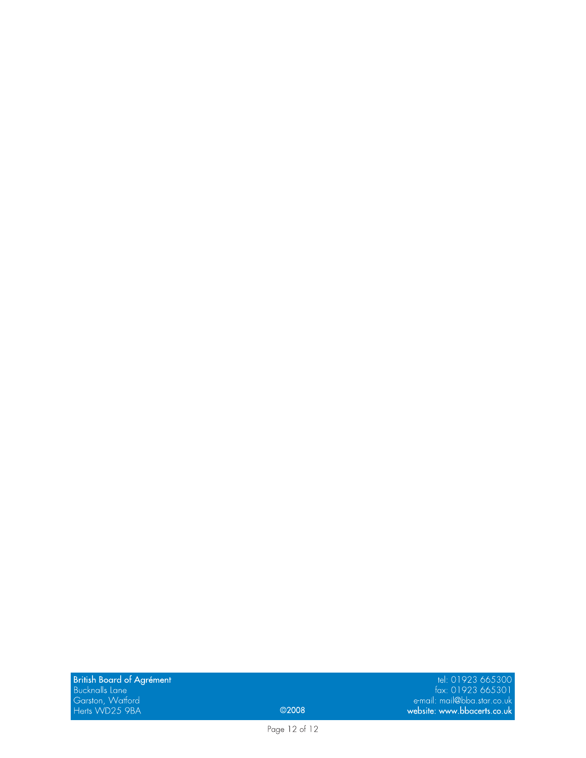**British Board of Agrément**
Bucknalls Lane
Garston, Watford
Herts WD25 9BA

©2008

tel: 01923 665300
fax: 01923 665301
e-mail: mail@bba.star.co.uk
**website: www.bbacerts.co.uk**